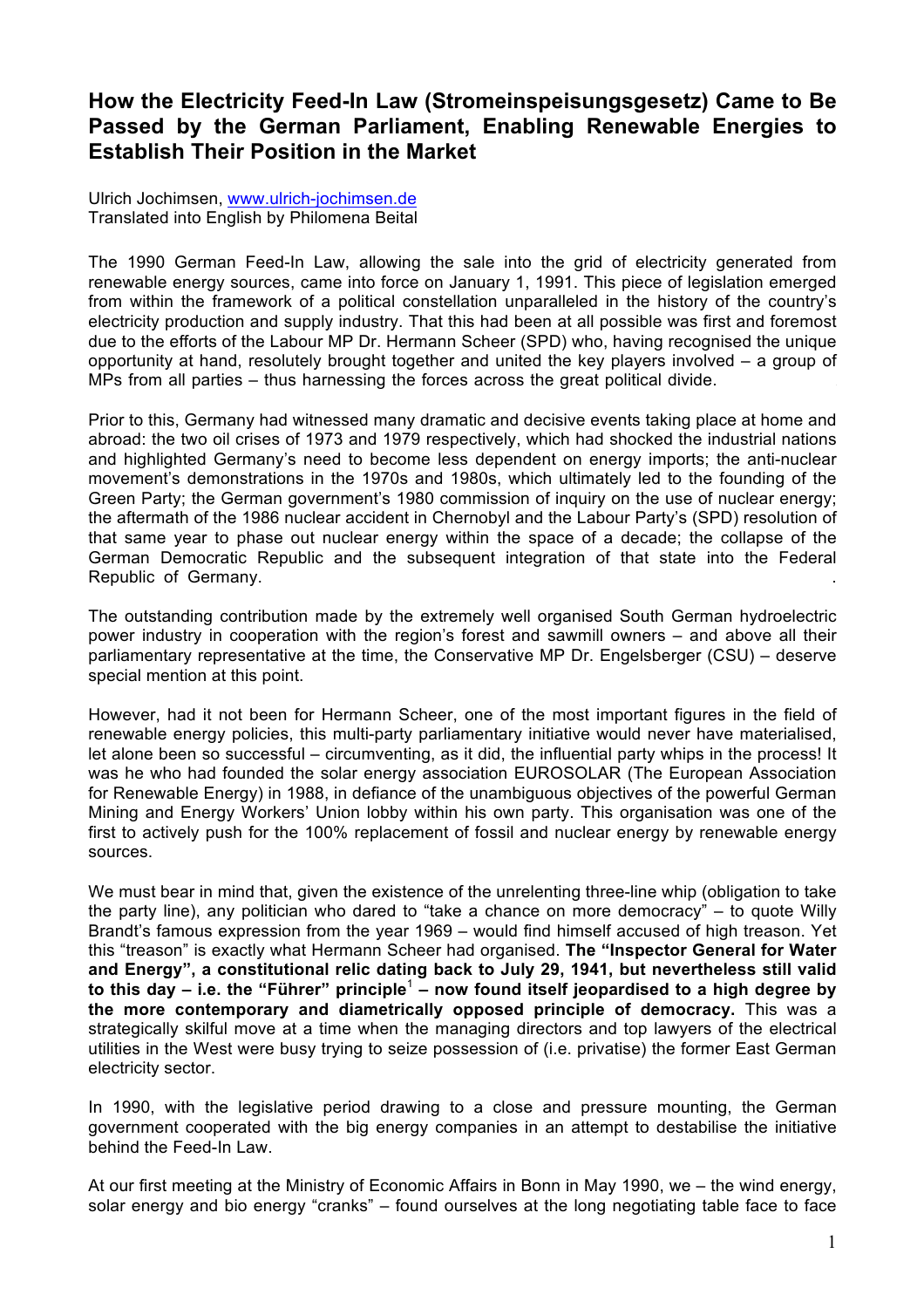# How the Electricity Feed-In Law (Stromeinspeisungsgesetz) Came to Be Passed by the German Parliament, Enabling Renewable Energies to Establish Their Position in the Market

Ulrich Jochimsen, www.ulrich-jochimsen.de
Translated into English by Philomena Beital

The 1990 German Feed-In Law, allowing the sale into the grid of electricity generated from renewable energy sources, came into force on January 1, 1991. This piece of legislation emerged from within the framework of a political constellation unparalleled in the history of the country's electricity production and supply industry. That this had been at all possible was first and foremost due to the efforts of the Labour MP Dr. Hermann Scheer (SPD) who, having recognised the unique opportunity at hand, resolutely brought together and united the key players involved – a group of MPs from all parties – thus harnessing the forces across the great political divide.

Prior to this, Germany had witnessed many dramatic and decisive events taking place at home and abroad: the two oil crises of 1973 and 1979 respectively, which had shocked the industrial nations and highlighted Germany's need to become less dependent on energy imports; the anti-nuclear movement's demonstrations in the 1970s and 1980s, which ultimately led to the founding of the Green Party; the German government's 1980 commission of inquiry on the use of nuclear energy; the aftermath of the 1986 nuclear accident in Chernobyl and the Labour Party's (SPD) resolution of that same year to phase out nuclear energy within the space of a decade; the collapse of the German Democratic Republic and the subsequent integration of that state into the Federal Republic of Germany.

The outstanding contribution made by the extremely well organised South German hydroelectric power industry in cooperation with the region's forest and sawmill owners – and above all their parliamentary representative at the time, the Conservative MP Dr. Engelsberger (CSU) – deserve special mention at this point.

However, had it not been for Hermann Scheer, one of the most important figures in the field of renewable energy policies, this multi-party parliamentary initiative would never have materialised, let alone been so successful – circumventing, as it did, the influential party whips in the process! It was he who had founded the solar energy association EUROSOLAR (The European Association for Renewable Energy) in 1988, in defiance of the unambiguous objectives of the powerful German Mining and Energy Workers' Union lobby within his own party. This organisation was one of the first to actively push for the 100% replacement of fossil and nuclear energy by renewable energy sources.

We must bear in mind that, given the existence of the unrelenting three-line whip (obligation to take the party line), any politician who dared to "take a chance on more democracy" – to quote Willy Brandt's famous expression from the year 1969 – would find himself accused of high treason. Yet this "treason" is exactly what Hermann Scheer had organised. **The "Inspector General for Water and Energy", a constitutional relic dating back to July 29, 1941, but nevertheless still valid to this day – i.e. the "Führer" principle[1] – now found itself jeopardised to a high degree by the more contemporary and diametrically opposed principle of democracy.** This was a strategically skilful move at a time when the managing directors and top lawyers of the electrical utilities in the West were busy trying to seize possession of (i.e. privatise) the former East German electricity sector.

In 1990, with the legislative period drawing to a close and pressure mounting, the German government cooperated with the big energy companies in an attempt to destabilise the initiative behind the Feed-In Law.

At our first meeting at the Ministry of Economic Affairs in Bonn in May 1990, we – the wind energy, solar energy and bio energy "cranks" – found ourselves at the long negotiating table face to face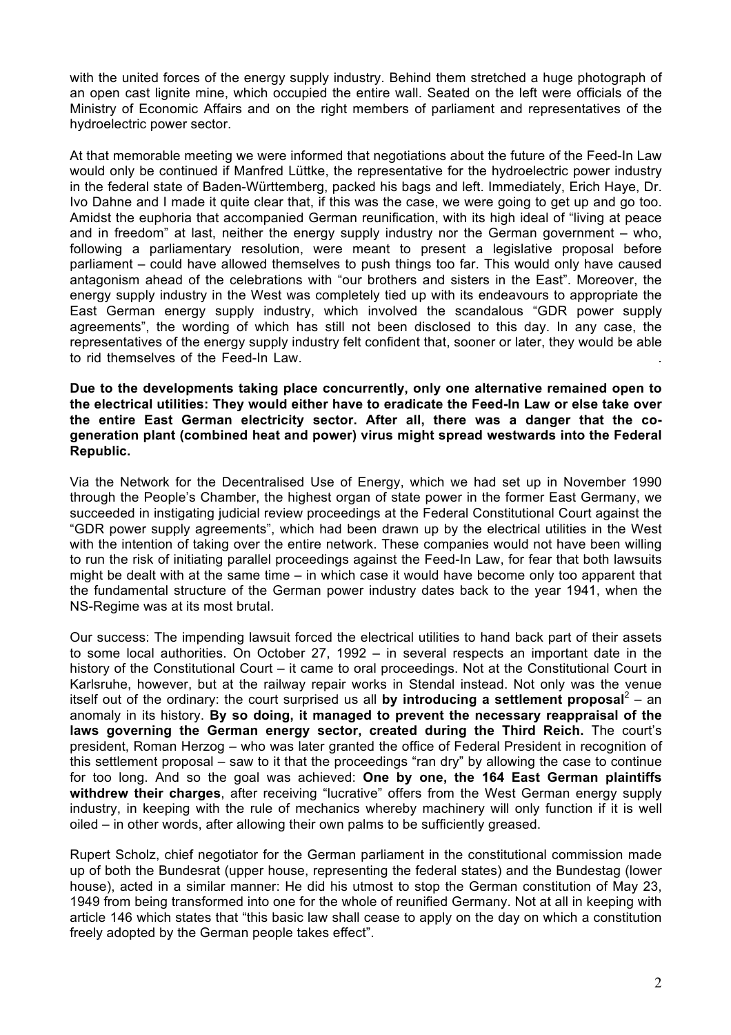with the united forces of the energy supply industry. Behind them stretched a huge photograph of an open cast lignite mine, which occupied the entire wall. Seated on the left were officials of the Ministry of Economic Affairs and on the right members of parliament and representatives of the hydroelectric power sector.

At that memorable meeting we were informed that negotiations about the future of the Feed-In Law would only be continued if Manfred Lüttke, the representative for the hydroelectric power industry in the federal state of Baden-Württemberg, packed his bags and left. Immediately, Erich Haye, Dr. Ivo Dahne and I made it quite clear that, if this was the case, we were going to get up and go too. Amidst the euphoria that accompanied German reunification, with its high ideal of "living at peace and in freedom" at last, neither the energy supply industry nor the German government – who, following a parliamentary resolution, were meant to present a legislative proposal before parliament – could have allowed themselves to push things too far. This would only have caused antagonism ahead of the celebrations with "our brothers and sisters in the East". Moreover, the energy supply industry in the West was completely tied up with its endeavours to appropriate the East German energy supply industry, which involved the scandalous "GDR power supply agreements", the wording of which has still not been disclosed to this day. In any case, the representatives of the energy supply industry felt confident that, sooner or later, they would be able to rid themselves of the Feed-In Law.

**Due to the developments taking place concurrently, only one alternative remained open to the electrical utilities: They would either have to eradicate the Feed-In Law or else take over the entire East German electricity sector. After all, there was a danger that the co-generation plant (combined heat and power) virus might spread westwards into the Federal Republic.**

Via the Network for the Decentralised Use of Energy, which we had set up in November 1990 through the People's Chamber, the highest organ of state power in the former East Germany, we succeeded in instigating judicial review proceedings at the Federal Constitutional Court against the "GDR power supply agreements", which had been drawn up by the electrical utilities in the West with the intention of taking over the entire network. These companies would not have been willing to run the risk of initiating parallel proceedings against the Feed-In Law, for fear that both lawsuits might be dealt with at the same time – in which case it would have become only too apparent that the fundamental structure of the German power industry dates back to the year 1941, when the NS-Regime was at its most brutal.

Our success: The impending lawsuit forced the electrical utilities to hand back part of their assets to some local authorities. On October 27, 1992 – in several respects an important date in the history of the Constitutional Court – it came to oral proceedings. Not at the Constitutional Court in Karlsruhe, however, but at the railway repair works in Stendal instead. Not only was the venue itself out of the ordinary: the court surprised us all **by introducing a settlement proposal**[2] – an anomaly in its history. **By so doing, it managed to prevent the necessary reappraisal of the laws governing the German energy sector, created during the Third Reich.** The court's president, Roman Herzog – who was later granted the office of Federal President in recognition of this settlement proposal – saw to it that the proceedings "ran dry" by allowing the case to continue for too long. And so the goal was achieved: **One by one, the 164 East German plaintiffs withdrew their charges**, after receiving "lucrative" offers from the West German energy supply industry, in keeping with the rule of mechanics whereby machinery will only function if it is well oiled – in other words, after allowing their own palms to be sufficiently greased.

Rupert Scholz, chief negotiator for the German parliament in the constitutional commission made up of both the Bundesrat (upper house, representing the federal states) and the Bundestag (lower house), acted in a similar manner: He did his utmost to stop the German constitution of May 23, 1949 from being transformed into one for the whole of reunified Germany. Not at all in keeping with article 146 which states that "this basic law shall cease to apply on the day on which a constitution freely adopted by the German people takes effect".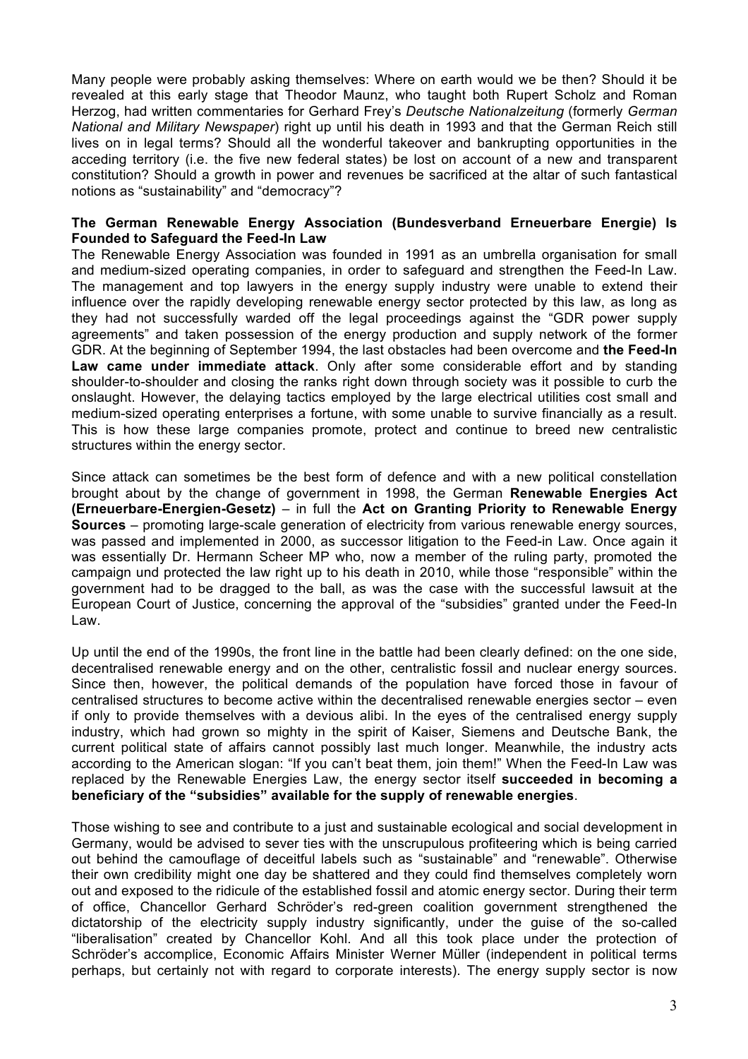Many people were probably asking themselves: Where on earth would we be then? Should it be revealed at this early stage that Theodor Maunz, who taught both Rupert Scholz and Roman Herzog, had written commentaries for Gerhard Frey's *Deutsche Nationalzeitung* (formerly *German National and Military Newspaper*) right up until his death in 1993 and that the German Reich still lives on in legal terms? Should all the wonderful takeover and bankrupting opportunities in the acceding territory (i.e. the five new federal states) be lost on account of a new and transparent constitution? Should a growth in power and revenues be sacrificed at the altar of such fantastical notions as "sustainability" and "democracy"?

**The German Renewable Energy Association (Bundesverband Erneuerbare Energie) Is Founded to Safeguard the Feed-In Law**

The Renewable Energy Association was founded in 1991 as an umbrella organisation for small and medium-sized operating companies, in order to safeguard and strengthen the Feed-In Law. The management and top lawyers in the energy supply industry were unable to extend their influence over the rapidly developing renewable energy sector protected by this law, as long as they had not successfully warded off the legal proceedings against the "GDR power supply agreements" and taken possession of the energy production and supply network of the former GDR. At the beginning of September 1994, the last obstacles had been overcome and **the Feed-In Law came under immediate attack**. Only after some considerable effort and by standing shoulder-to-shoulder and closing the ranks right down through society was it possible to curb the onslaught. However, the delaying tactics employed by the large electrical utilities cost small and medium-sized operating enterprises a fortune, with some unable to survive financially as a result. This is how these large companies promote, protect and continue to breed new centralistic structures within the energy sector.

Since attack can sometimes be the best form of defence and with a new political constellation brought about by the change of government in 1998, the German **Renewable Energies Act (Erneuerbare-Energien-Gesetz)** – in full the **Act on Granting Priority to Renewable Energy Sources** – promoting large-scale generation of electricity from various renewable energy sources, was passed and implemented in 2000, as successor litigation to the Feed-in Law. Once again it was essentially Dr. Hermann Scheer MP who, now a member of the ruling party, promoted the campaign und protected the law right up to his death in 2010, while those "responsible" within the government had to be dragged to the ball, as was the case with the successful lawsuit at the European Court of Justice, concerning the approval of the "subsidies" granted under the Feed-In Law.

Up until the end of the 1990s, the front line in the battle had been clearly defined: on the one side, decentralised renewable energy and on the other, centralistic fossil and nuclear energy sources. Since then, however, the political demands of the population have forced those in favour of centralised structures to become active within the decentralised renewable energies sector – even if only to provide themselves with a devious alibi. In the eyes of the centralised energy supply industry, which had grown so mighty in the spirit of Kaiser, Siemens and Deutsche Bank, the current political state of affairs cannot possibly last much longer. Meanwhile, the industry acts according to the American slogan: "If you can't beat them, join them!" When the Feed-In Law was replaced by the Renewable Energies Law, the energy sector itself **succeeded in becoming a beneficiary of the "subsidies" available for the supply of renewable energies**.

Those wishing to see and contribute to a just and sustainable ecological and social development in Germany, would be advised to sever ties with the unscrupulous profiteering which is being carried out behind the camouflage of deceitful labels such as "sustainable" and "renewable". Otherwise their own credibility might one day be shattered and they could find themselves completely worn out and exposed to the ridicule of the established fossil and atomic energy sector. During their term of office, Chancellor Gerhard Schröder's red-green coalition government strengthened the dictatorship of the electricity supply industry significantly, under the guise of the so-called "liberalisation" created by Chancellor Kohl. And all this took place under the protection of Schröder's accomplice, Economic Affairs Minister Werner Müller (independent in political terms perhaps, but certainly not with regard to corporate interests). The energy supply sector is now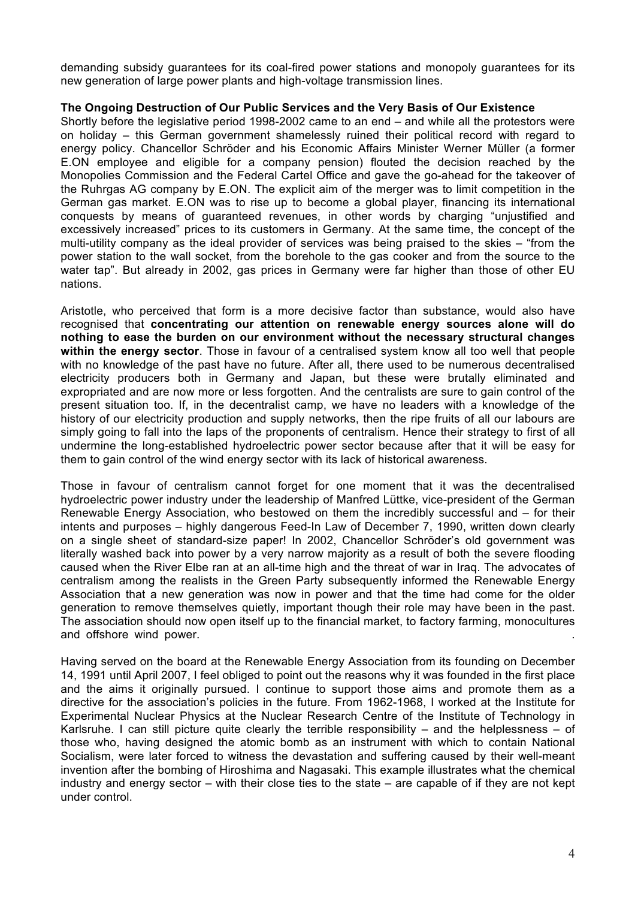demanding subsidy guarantees for its coal-fired power stations and monopoly guarantees for its new generation of large power plants and high-voltage transmission lines.

**The Ongoing Destruction of Our Public Services and the Very Basis of Our Existence**

Shortly before the legislative period 1998-2002 came to an end – and while all the protestors were on holiday – this German government shamelessly ruined their political record with regard to energy policy. Chancellor Schröder and his Economic Affairs Minister Werner Müller (a former E.ON employee and eligible for a company pension) flouted the decision reached by the Monopolies Commission and the Federal Cartel Office and gave the go-ahead for the takeover of the Ruhrgas AG company by E.ON. The explicit aim of the merger was to limit competition in the German gas market. E.ON was to rise up to become a global player, financing its international conquests by means of guaranteed revenues, in other words by charging "unjustified and excessively increased" prices to its customers in Germany. At the same time, the concept of the multi-utility company as the ideal provider of services was being praised to the skies – "from the power station to the wall socket, from the borehole to the gas cooker and from the source to the water tap". But already in 2002, gas prices in Germany were far higher than those of other EU nations.

Aristotle, who perceived that form is a more decisive factor than substance, would also have recognised that **concentrating our attention on renewable energy sources alone will do nothing to ease the burden on our environment without the necessary structural changes within the energy sector**. Those in favour of a centralised system know all too well that people with no knowledge of the past have no future. After all, there used to be numerous decentralised electricity producers both in Germany and Japan, but these were brutally eliminated and expropriated and are now more or less forgotten. And the centralists are sure to gain control of the present situation too. If, in the decentralist camp, we have no leaders with a knowledge of the history of our electricity production and supply networks, then the ripe fruits of all our labours are simply going to fall into the laps of the proponents of centralism. Hence their strategy to first of all undermine the long-established hydroelectric power sector because after that it will be easy for them to gain control of the wind energy sector with its lack of historical awareness.

Those in favour of centralism cannot forget for one moment that it was the decentralised hydroelectric power industry under the leadership of Manfred Lüttke, vice-president of the German Renewable Energy Association, who bestowed on them the incredibly successful and – for their intents and purposes – highly dangerous Feed-In Law of December 7, 1990, written down clearly on a single sheet of standard-size paper! In 2002, Chancellor Schröder's old government was literally washed back into power by a very narrow majority as a result of both the severe flooding caused when the River Elbe ran at an all-time high and the threat of war in Iraq. The advocates of centralism among the realists in the Green Party subsequently informed the Renewable Energy Association that a new generation was now in power and that the time had come for the older generation to remove themselves quietly, important though their role may have been in the past. The association should now open itself up to the financial market, to factory farming, monocultures and offshore wind power.

Having served on the board at the Renewable Energy Association from its founding on December 14, 1991 until April 2007, I feel obliged to point out the reasons why it was founded in the first place and the aims it originally pursued. I continue to support those aims and promote them as a directive for the association's policies in the future. From 1962-1968, I worked at the Institute for Experimental Nuclear Physics at the Nuclear Research Centre of the Institute of Technology in Karlsruhe. I can still picture quite clearly the terrible responsibility – and the helplessness – of those who, having designed the atomic bomb as an instrument with which to contain National Socialism, were later forced to witness the devastation and suffering caused by their well-meant invention after the bombing of Hiroshima and Nagasaki. This example illustrates what the chemical industry and energy sector – with their close ties to the state – are capable of if they are not kept under control.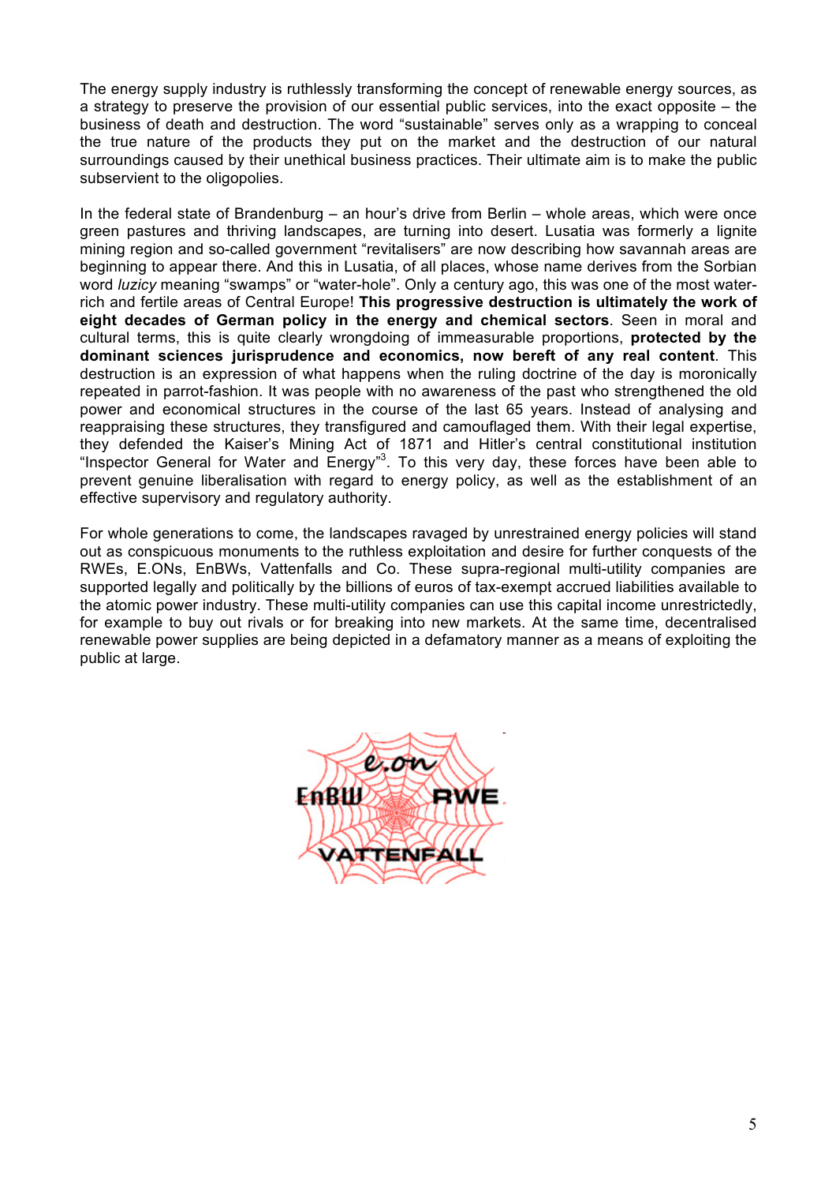The energy supply industry is ruthlessly transforming the concept of renewable energy sources, as a strategy to preserve the provision of our essential public services, into the exact opposite – the business of death and destruction. The word "sustainable" serves only as a wrapping to conceal the true nature of the products they put on the market and the destruction of our natural surroundings caused by their unethical business practices. Their ultimate aim is to make the public subservient to the oligopolies.

In the federal state of Brandenburg – an hour's drive from Berlin – whole areas, which were once green pastures and thriving landscapes, are turning into desert. Lusatia was formerly a lignite mining region and so-called government "revitalisers" are now describing how savannah areas are beginning to appear there. And this in Lusatia, of all places, whose name derives from the Sorbian word *luzicy* meaning "swamps" or "water-hole". Only a century ago, this was one of the most water-rich and fertile areas of Central Europe! **This progressive destruction is ultimately the work of eight decades of German policy in the energy and chemical sectors**. Seen in moral and cultural terms, this is quite clearly wrongdoing of immeasurable proportions, **protected by the dominant sciences jurisprudence and economics, now bereft of any real content**. This destruction is an expression of what happens when the ruling doctrine of the day is moronically repeated in parrot-fashion. It was people with no awareness of the past who strengthened the old power and economical structures in the course of the last 65 years. Instead of analysing and reappraising these structures, they transfigured and camouflaged them. With their legal expertise, they defended the Kaiser's Mining Act of 1871 and Hitler's central constitutional institution "Inspector General for Water and Energy"[3]. To this very day, these forces have been able to prevent genuine liberalisation with regard to energy policy, as well as the establishment of an effective supervisory and regulatory authority.

For whole generations to come, the landscapes ravaged by unrestrained energy policies will stand out as conspicuous monuments to the ruthless exploitation and desire for further conquests of the RWEs, E.ONs, EnBWs, Vattenfalls and Co. These supra-regional multi-utility companies are supported legally and politically by the billions of euros of tax-exempt accrued liabilities available to the atomic power industry. These multi-utility companies can use this capital income unrestrictedly, for example to buy out rivals or for breaking into new markets. At the same time, decentralised renewable power supplies are being depicted in a defamatory manner as a means of exploiting the public at large.

e.on

EnBW RWE

VATTENFALL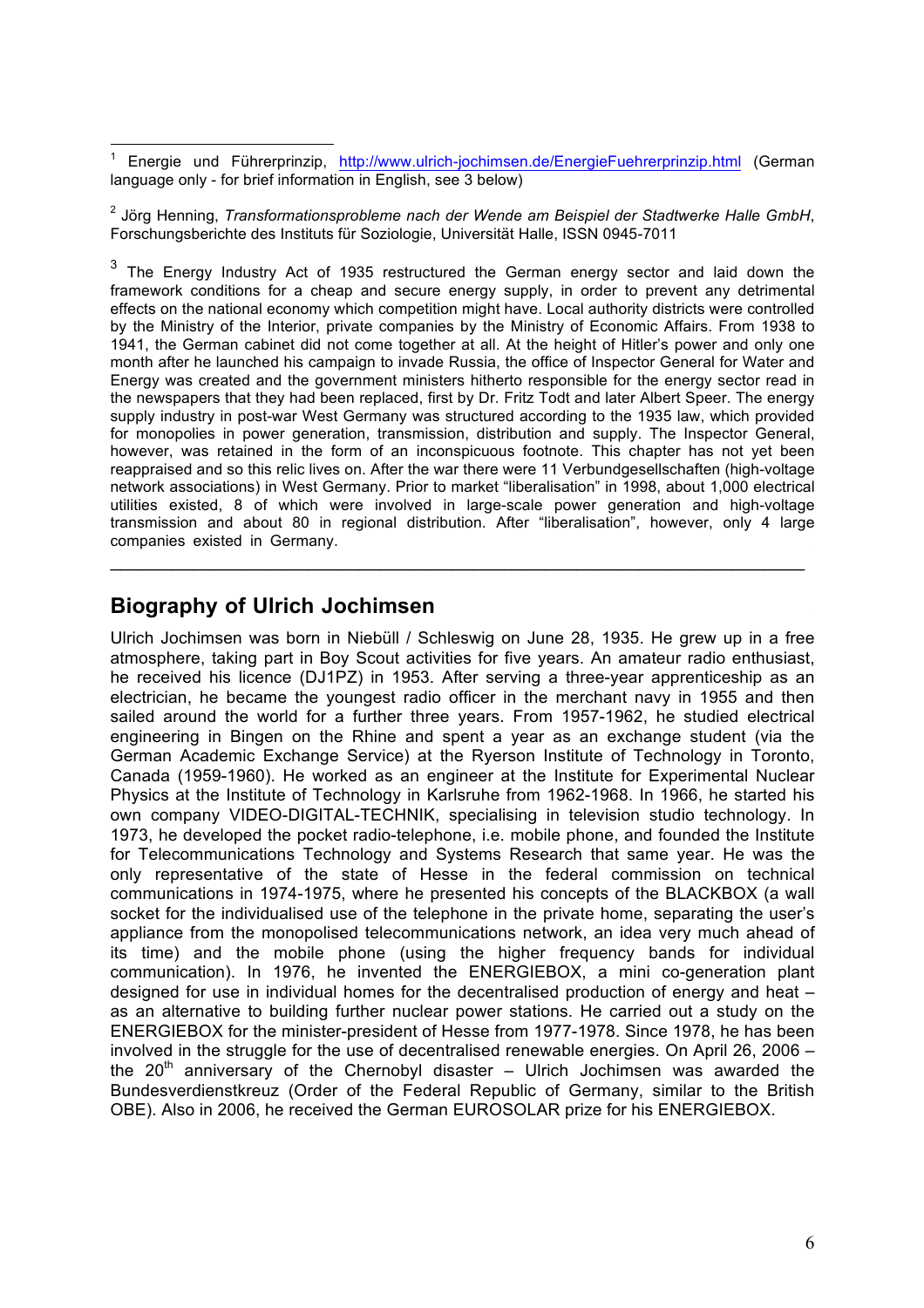[1] Energie und Führerprinzip, http://www.ulrich-jochimsen.de/EnergieFuehrerprinzip.html (German language only - for brief information in English, see 3 below)

[2] Jörg Henning, *Transformationsprobleme nach der Wende am Beispiel der Stadtwerke Halle GmbH*, Forschungsberichte des Instituts für Soziologie, Universität Halle, ISSN 0945-7011

[3] The Energy Industry Act of 1935 restructured the German energy sector and laid down the framework conditions for a cheap and secure energy supply, in order to prevent any detrimental effects on the national economy which competition might have. Local authority districts were controlled by the Ministry of the Interior, private companies by the Ministry of Economic Affairs. From 1938 to 1941, the German cabinet did not come together at all. At the height of Hitler's power and only one month after he launched his campaign to invade Russia, the office of Inspector General for Water and Energy was created and the government ministers hitherto responsible for the energy sector read in the newspapers that they had been replaced, first by Dr. Fritz Todt and later Albert Speer. The energy supply industry in post-war West Germany was structured according to the 1935 law, which provided for monopolies in power generation, transmission, distribution and supply. The Inspector General, however, was retained in the form of an inconspicuous footnote. This chapter has not yet been reappraised and so this relic lives on. After the war there were 11 Verbundgesellschaften (high-voltage network associations) in West Germany. Prior to market "liberalisation" in 1998, about 1,000 electrical utilities existed, 8 of which were involved in large-scale power generation and high-voltage transmission and about 80 in regional distribution. After "liberalisation", however, only 4 large companies existed in Germany.

---

## Biography of Ulrich Jochimsen

Ulrich Jochimsen was born in Niebüll / Schleswig on June 28, 1935. He grew up in a free atmosphere, taking part in Boy Scout activities for five years. An amateur radio enthusiast, he received his licence (DJ1PZ) in 1953. After serving a three-year apprenticeship as an electrician, he became the youngest radio officer in the merchant navy in 1955 and then sailed around the world for a further three years. From 1957-1962, he studied electrical engineering in Bingen on the Rhine and spent a year as an exchange student (via the German Academic Exchange Service) at the Ryerson Institute of Technology in Toronto, Canada (1959-1960). He worked as an engineer at the Institute for Experimental Nuclear Physics at the Institute of Technology in Karlsruhe from 1962-1968. In 1966, he started his own company VIDEO-DIGITAL-TECHNIK, specialising in television studio technology. In 1973, he developed the pocket radio-telephone, i.e. mobile phone, and founded the Institute for Telecommunications Technology and Systems Research that same year. He was the only representative of the state of Hesse in the federal commission on technical communications in 1974-1975, where he presented his concepts of the BLACKBOX (a wall socket for the individualised use of the telephone in the private home, separating the user's appliance from the monopolised telecommunications network, an idea very much ahead of its time) and the mobile phone (using the higher frequency bands for individual communication). In 1976, he invented the ENERGIEBOX, a mini co-generation plant designed for use in individual homes for the decentralised production of energy and heat – as an alternative to building further nuclear power stations. He carried out a study on the ENERGIEBOX for the minister-president of Hesse from 1977-1978. Since 1978, he has been involved in the struggle for the use of decentralised renewable energies. On April 26, 2006 – the 20th anniversary of the Chernobyl disaster – Ulrich Jochimsen was awarded the Bundesverdienstkreuz (Order of the Federal Republic of Germany, similar to the British OBE). Also in 2006, he received the German EUROSOLAR prize for his ENERGIEBOX.